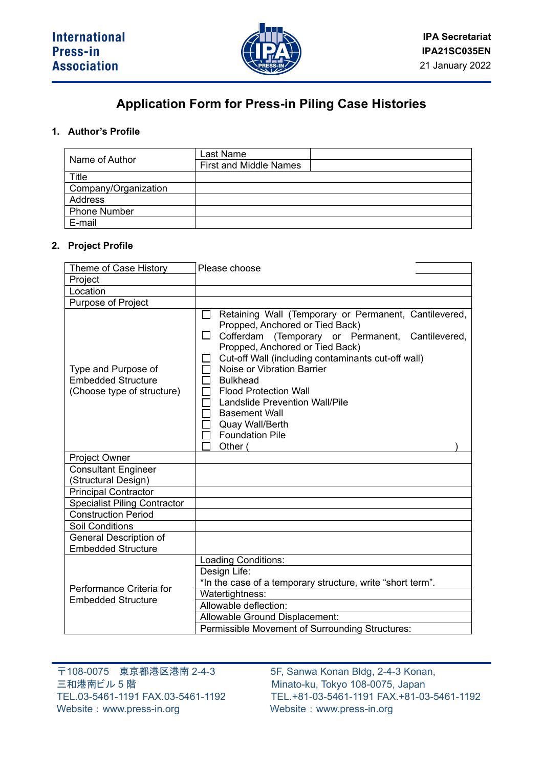International Press-in Association

IPA Secretariat
IPA21SC035EN
21 January 2022

# Application Form for Press-in Piling Case Histories

## 1. Author's Profile

| | | |
|---|---|---|
| Name of Author | Last Name | |
| | First and Middle Names | |
| Title | | |
| Company/Organization | | |
| Address | | |
| Phone Number | | |
| E-mail | | |

## 2. Project Profile

| | |
|---|---|
| Theme of Case History | Please choose |
| Project | |
| Location | |
| Purpose of Project | |
| Type and Purpose of Embedded Structure (Choose type of structure) | ☐ Retaining Wall (Temporary or Permanent, Cantilevered, Propped, Anchored or Tied Back)<br>☐ Cofferdam (Temporary or Permanent, Cantilevered, Propped, Anchored or Tied Back)<br>☐ Cut-off Wall (including contaminants cut-off wall)<br>☐ Noise or Vibration Barrier<br>☐ Bulkhead<br>☐ Flood Protection Wall<br>☐ Landslide Prevention Wall/Pile<br>☐ Basement Wall<br>☐ Quay Wall/Berth<br>☐ Foundation Pile<br>☐ Other ( ) |
| Project Owner | |
| Consultant Engineer (Structural Design) | |
| Principal Contractor | |
| Specialist Piling Contractor | |
| Construction Period | |
| Soil Conditions | |
| General Description of Embedded Structure | |
| Performance Criteria for Embedded Structure | Loading Conditions: |
| | Design Life:<br>*In the case of a temporary structure, write "short term". |
| | Watertightness: |
| | Allowable deflection: |
| | Allowable Ground Displacement: |
| | Permissible Movement of Surrounding Structures: |

〒108-0075 東京都港区港南 2-4-3
三和港南ビル 5 階
TEL.03-5461-1191 FAX.03-5461-1192
Website：www.press-in.org

5F, Sanwa Konan Bldg, 2-4-3 Konan,
Minato-ku, Tokyo 108-0075, Japan
TEL.+81-03-5461-1191 FAX.+81-03-5461-1192
Website：www.press-in.org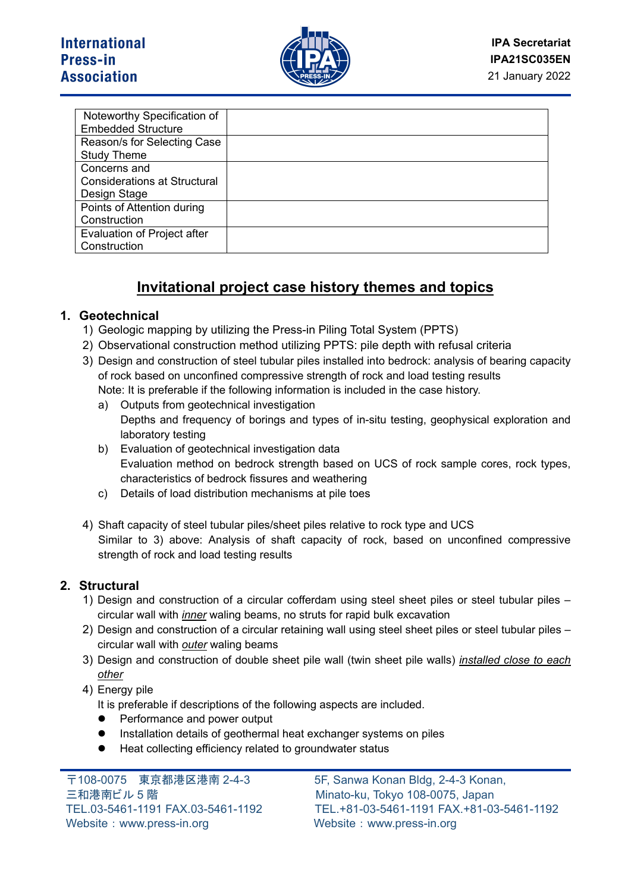| Noteworthy Specification of Embedded Structure | |
| --- | --- |
| Reason/s for Selecting Case Study Theme | |
| Concerns and Considerations at Structural Design Stage | |
| Points of Attention during Construction | |
| Evaluation of Project after Construction | |

# Invitational project case history themes and topics

## 1. Geotechnical

1) Geologic mapping by utilizing the Press-in Piling Total System (PPTS)
2) Observational construction method utilizing PPTS: pile depth with refusal criteria
3) Design and construction of steel tubular piles installed into bedrock: analysis of bearing capacity of rock based on unconfined compressive strength of rock and load testing results
   Note: It is preferable if the following information is included in the case history.
   a) Outputs from geotechnical investigation
      Depths and frequency of borings and types of in-situ testing, geophysical exploration and laboratory testing
   b) Evaluation of geotechnical investigation data
      Evaluation method on bedrock strength based on UCS of rock sample cores, rock types, characteristics of bedrock fissures and weathering
   c) Details of load distribution mechanisms at pile toes

4) Shaft capacity of steel tubular piles/sheet piles relative to rock type and UCS
   Similar to 3) above: Analysis of shaft capacity of rock, based on unconfined compressive strength of rock and load testing results

## 2. Structural

1) Design and construction of a circular cofferdam using steel sheet piles or steel tubular piles – circular wall with *inner* waling beams, no struts for rapid bulk excavation
2) Design and construction of a circular retaining wall using steel sheet piles or steel tubular piles – circular wall with *outer* waling beams
3) Design and construction of double sheet pile wall (twin sheet pile walls) *installed close to each other*
4) Energy pile
   It is preferable if descriptions of the following aspects are included.
   - Performance and power output
   - Installation details of geothermal heat exchanger systems on piles
   - Heat collecting efficiency related to groundwater status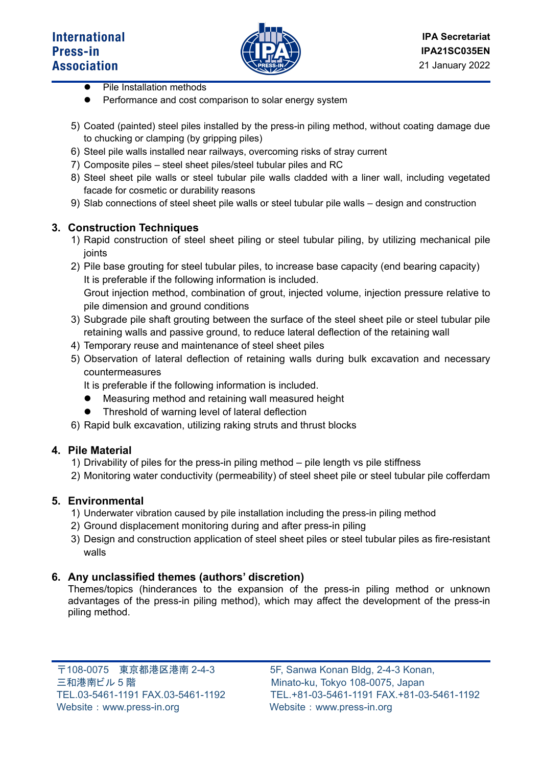- Pile Installation methods
- Performance and cost comparison to solar energy system

5) Coated (painted) steel piles installed by the press-in piling method, without coating damage due to chucking or clamping (by gripping piles)
6) Steel pile walls installed near railways, overcoming risks of stray current
7) Composite piles – steel sheet piles/steel tubular piles and RC
8) Steel sheet pile walls or steel tubular pile walls cladded with a liner wall, including vegetated facade for cosmetic or durability reasons
9) Slab connections of steel sheet pile walls or steel tubular pile walls – design and construction

## 3. Construction Techniques

1) Rapid construction of steel sheet piling or steel tubular piling, by utilizing mechanical pile joints
2) Pile base grouting for steel tubular piles, to increase base capacity (end bearing capacity)
   It is preferable if the following information is included.
   Grout injection method, combination of grout, injected volume, injection pressure relative to pile dimension and ground conditions
3) Subgrade pile shaft grouting between the surface of the steel sheet pile or steel tubular pile retaining walls and passive ground, to reduce lateral deflection of the retaining wall
4) Temporary reuse and maintenance of steel sheet piles
5) Observation of lateral deflection of retaining walls during bulk excavation and necessary countermeasures
   It is preferable if the following information is included.
   - Measuring method and retaining wall measured height
   - Threshold of warning level of lateral deflection
6) Rapid bulk excavation, utilizing raking struts and thrust blocks

## 4. Pile Material

1) Drivability of piles for the press-in piling method – pile length vs pile stiffness
2) Monitoring water conductivity (permeability) of steel sheet pile or steel tubular pile cofferdam

## 5. Environmental

1) Underwater vibration caused by pile installation including the press-in piling method
2) Ground displacement monitoring during and after press-in piling
3) Design and construction application of steel sheet piles or steel tubular piles as fire-resistant walls

## 6. Any unclassified themes (authors' discretion)

Themes/topics (hinderances to the expansion of the press-in piling method or unknown advantages of the press-in piling method), which may affect the development of the press-in piling method.